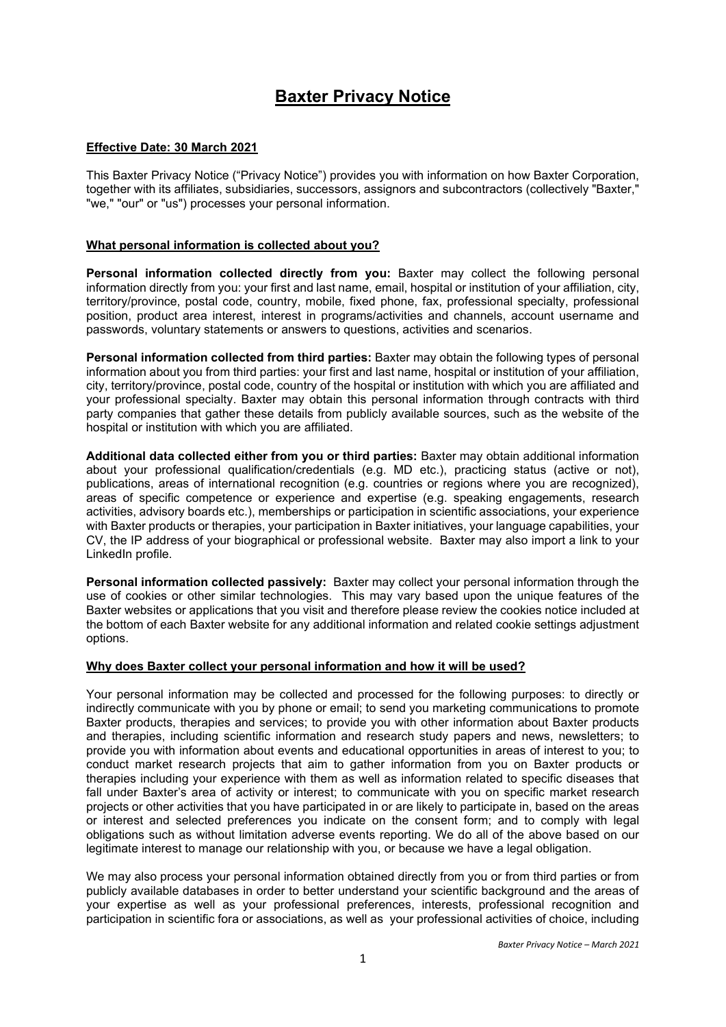# Baxter Privacy Notice

**Effective Date: 30 March 2021**

This Baxter Privacy Notice ("Privacy Notice") provides you with information on how Baxter Corporation, together with its affiliates, subsidiaries, successors, assignors and subcontractors (collectively "Baxter," "we," "our" or "us") processes your personal information.

## What personal information is collected about you?

**Personal information collected directly from you:** Baxter may collect the following personal information directly from you: your first and last name, email, hospital or institution of your affiliation, city, territory/province, postal code, country, mobile, fixed phone, fax, professional specialty, professional position, product area interest, interest in programs/activities and channels, account username and passwords, voluntary statements or answers to questions, activities and scenarios.

**Personal information collected from third parties:** Baxter may obtain the following types of personal information about you from third parties: your first and last name, hospital or institution of your affiliation, city, territory/province, postal code, country of the hospital or institution with which you are affiliated and your professional specialty. Baxter may obtain this personal information through contracts with third party companies that gather these details from publicly available sources, such as the website of the hospital or institution with which you are affiliated.

**Additional data collected either from you or third parties:** Baxter may obtain additional information about your professional qualification/credentials (e.g. MD etc.), practicing status (active or not), publications, areas of international recognition (e.g. countries or regions where you are recognized), areas of specific competence or experience and expertise (e.g. speaking engagements, research activities, advisory boards etc.), memberships or participation in scientific associations, your experience with Baxter products or therapies, your participation in Baxter initiatives, your language capabilities, your CV, the IP address of your biographical or professional website. Baxter may also import a link to your LinkedIn profile.

**Personal information collected passively:** Baxter may collect your personal information through the use of cookies or other similar technologies. This may vary based upon the unique features of the Baxter websites or applications that you visit and therefore please review the cookies notice included at the bottom of each Baxter website for any additional information and related cookie settings adjustment options.

## Why does Baxter collect your personal information and how it will be used?

Your personal information may be collected and processed for the following purposes: to directly or indirectly communicate with you by phone or email; to send you marketing communications to promote Baxter products, therapies and services; to provide you with other information about Baxter products and therapies, including scientific information and research study papers and news, newsletters; to provide you with information about events and educational opportunities in areas of interest to you; to conduct market research projects that aim to gather information from you on Baxter products or therapies including your experience with them as well as information related to specific diseases that fall under Baxter's area of activity or interest; to communicate with you on specific market research projects or other activities that you have participated in or are likely to participate in, based on the areas or interest and selected preferences you indicate on the consent form; and to comply with legal obligations such as without limitation adverse events reporting. We do all of the above based on our legitimate interest to manage our relationship with you, or because we have a legal obligation.

We may also process your personal information obtained directly from you or from third parties or from publicly available databases in order to better understand your scientific background and the areas of your expertise as well as your professional preferences, interests, professional recognition and participation in scientific fora or associations, as well as your professional activities of choice, including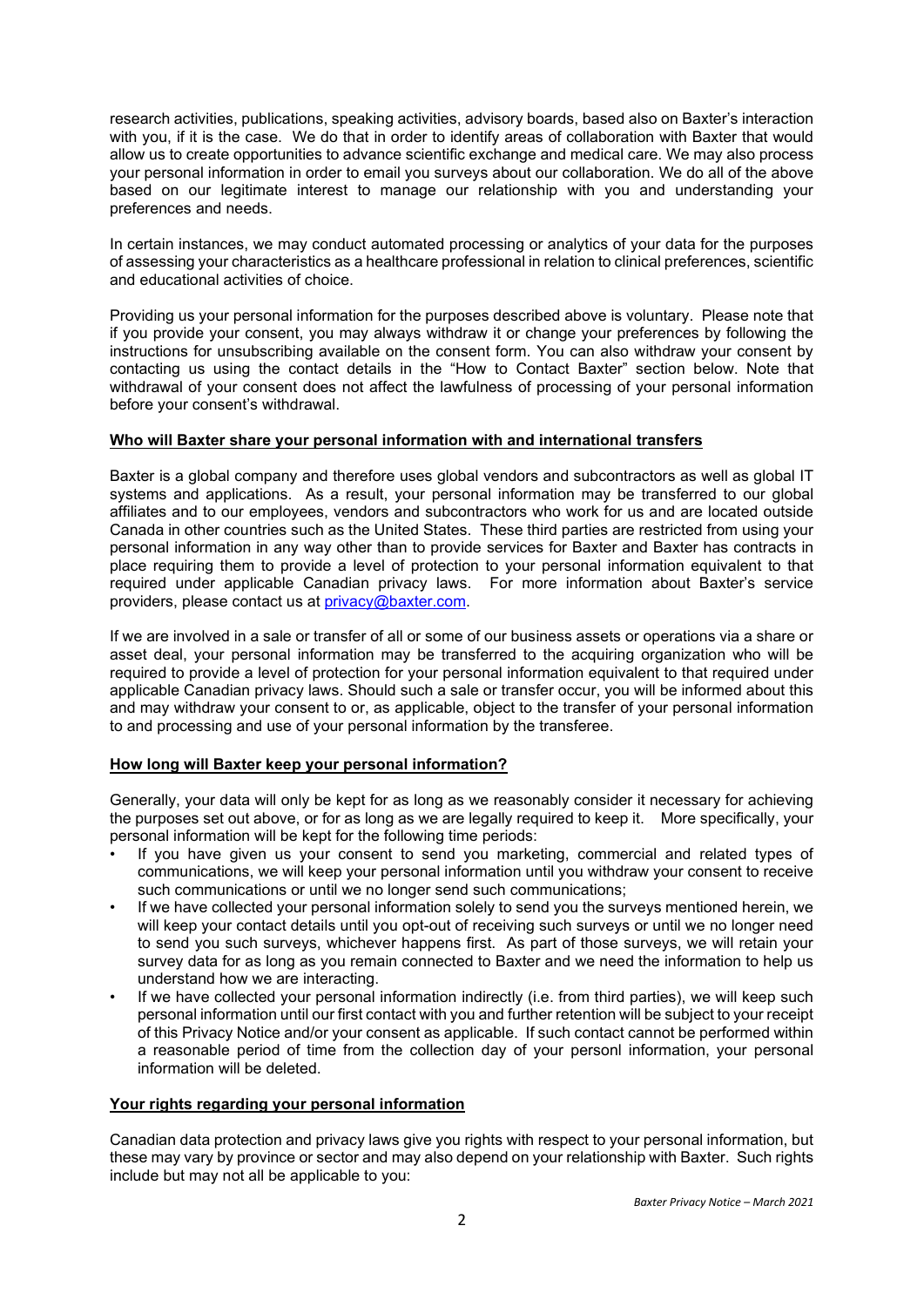research activities, publications, speaking activities, advisory boards, based also on Baxter's interaction with you, if it is the case. We do that in order to identify areas of collaboration with Baxter that would allow us to create opportunities to advance scientific exchange and medical care. We may also process your personal information in order to email you surveys about our collaboration. We do all of the above based on our legitimate interest to manage our relationship with you and understanding your preferences and needs.

In certain instances, we may conduct automated processing or analytics of your data for the purposes of assessing your characteristics as a healthcare professional in relation to clinical preferences, scientific and educational activities of choice.

Providing us your personal information for the purposes described above is voluntary. Please note that if you provide your consent, you may always withdraw it or change your preferences by following the instructions for unsubscribing available on the consent form. You can also withdraw your consent by contacting us using the contact details in the "How to Contact Baxter" section below. Note that withdrawal of your consent does not affect the lawfulness of processing of your personal information before your consent's withdrawal.

**Who will Baxter share your personal information with and international transfers**

Baxter is a global company and therefore uses global vendors and subcontractors as well as global IT systems and applications. As a result, your personal information may be transferred to our global affiliates and to our employees, vendors and subcontractors who work for us and are located outside Canada in other countries such as the United States. These third parties are restricted from using your personal information in any way other than to provide services for Baxter and Baxter has contracts in place requiring them to provide a level of protection to your personal information equivalent to that required under applicable Canadian privacy laws. For more information about Baxter's service providers, please contact us at privacy@baxter.com.

If we are involved in a sale or transfer of all or some of our business assets or operations via a share or asset deal, your personal information may be transferred to the acquiring organization who will be required to provide a level of protection for your personal information equivalent to that required under applicable Canadian privacy laws. Should such a sale or transfer occur, you will be informed about this and may withdraw your consent to or, as applicable, object to the transfer of your personal information to and processing and use of your personal information by the transferee.

**How long will Baxter keep your personal information?**

Generally, your data will only be kept for as long as we reasonably consider it necessary for achieving the purposes set out above, or for as long as we are legally required to keep it. More specifically, your personal information will be kept for the following time periods:

- If you have given us your consent to send you marketing, commercial and related types of communications, we will keep your personal information until you withdraw your consent to receive such communications or until we no longer send such communications;
- If we have collected your personal information solely to send you the surveys mentioned herein, we will keep your contact details until you opt-out of receiving such surveys or until we no longer need to send you such surveys, whichever happens first. As part of those surveys, we will retain your survey data for as long as you remain connected to Baxter and we need the information to help us understand how we are interacting.
- If we have collected your personal information indirectly (i.e. from third parties), we will keep such personal information until our first contact with you and further retention will be subject to your receipt of this Privacy Notice and/or your consent as applicable. If such contact cannot be performed within a reasonable period of time from the collection day of your personl information, your personal information will be deleted.

**Your rights regarding your personal information**

Canadian data protection and privacy laws give you rights with respect to your personal information, but these may vary by province or sector and may also depend on your relationship with Baxter. Such rights include but may not all be applicable to you: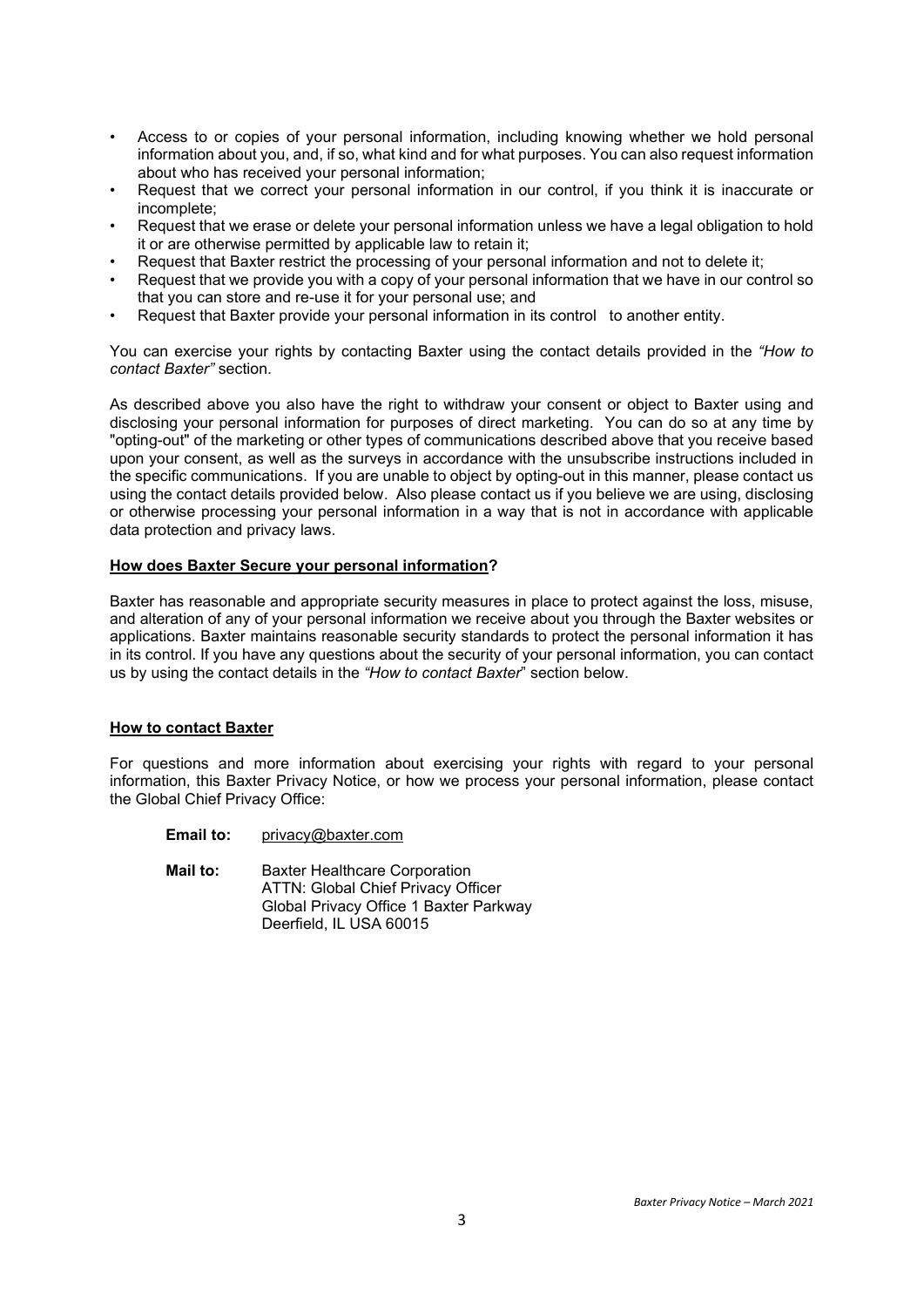- Access to or copies of your personal information, including knowing whether we hold personal information about you, and, if so, what kind and for what purposes. You can also request information about who has received your personal information;
- Request that we correct your personal information in our control, if you think it is inaccurate or incomplete;
- Request that we erase or delete your personal information unless we have a legal obligation to hold it or are otherwise permitted by applicable law to retain it;
- Request that Baxter restrict the processing of your personal information and not to delete it;
- Request that we provide you with a copy of your personal information that we have in our control so that you can store and re-use it for your personal use; and
- Request that Baxter provide your personal information in its control to another entity.

You can exercise your rights by contacting Baxter using the contact details provided in the *"How to contact Baxter"* section.

As described above you also have the right to withdraw your consent or object to Baxter using and disclosing your personal information for purposes of direct marketing. You can do so at any time by "opting-out" of the marketing or other types of communications described above that you receive based upon your consent, as well as the surveys in accordance with the unsubscribe instructions included in the specific communications. If you are unable to object by opting-out in this manner, please contact us using the contact details provided below. Also please contact us if you believe we are using, disclosing or otherwise processing your personal information in a way that is not in accordance with applicable data protection and privacy laws.

## How does Baxter Secure your personal information?

Baxter has reasonable and appropriate security measures in place to protect against the loss, misuse, and alteration of any of your personal information we receive about you through the Baxter websites or applications. Baxter maintains reasonable security standards to protect the personal information it has in its control. If you have any questions about the security of your personal information, you can contact us by using the contact details in the *"How to contact Baxter"* section below.

## How to contact Baxter

For questions and more information about exercising your rights with regard to your personal information, this Baxter Privacy Notice, or how we process your personal information, please contact the Global Chief Privacy Office:

**Email to:** privacy@baxter.com

**Mail to:** Baxter Healthcare Corporation
ATTN: Global Chief Privacy Officer
Global Privacy Office 1 Baxter Parkway
Deerfield, IL USA 60015